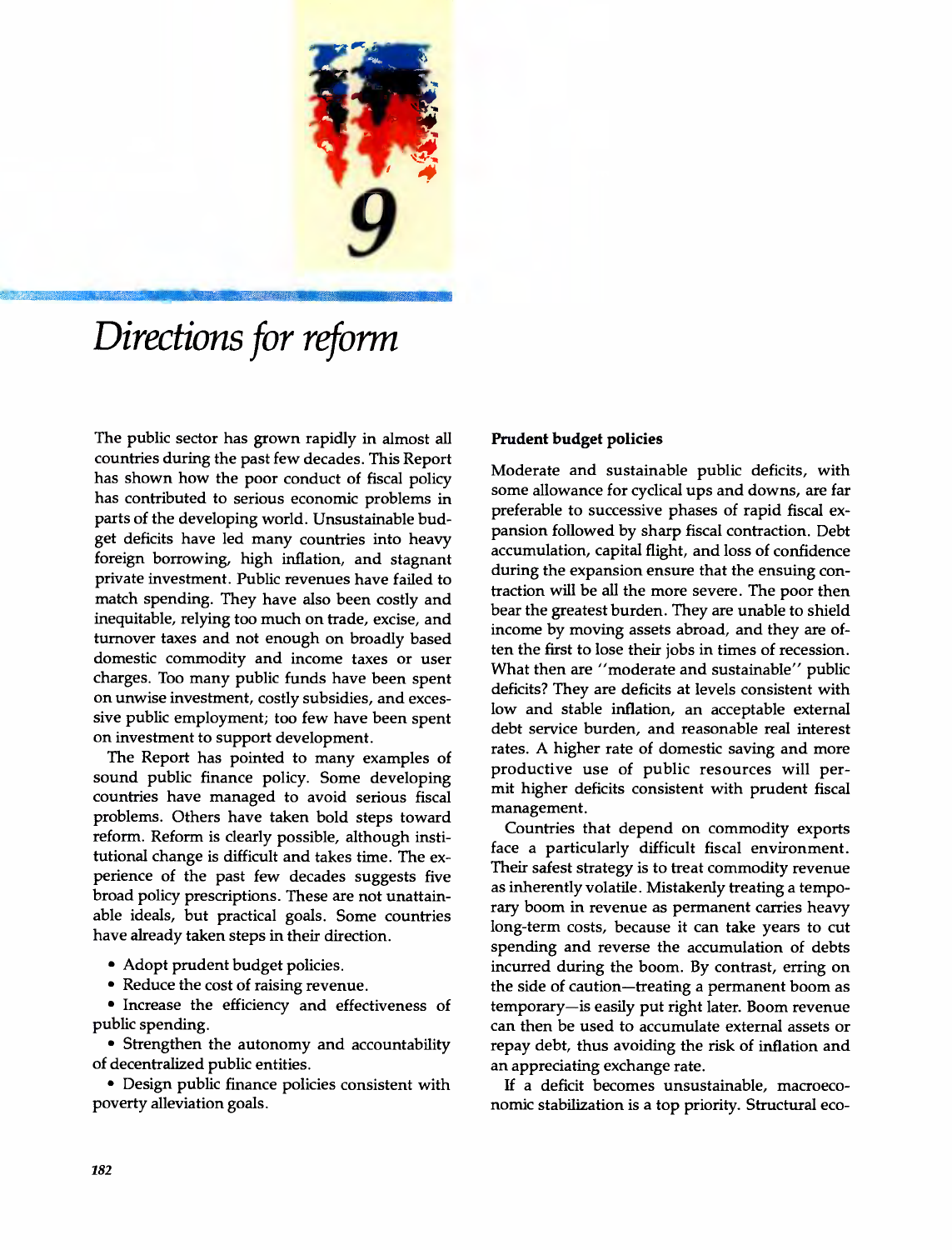# 9

# *Directions for reform*

The public sector has grown rapidly in almost all countries during the past few decades. This Report has shown how the poor conduct of fiscal policy has contributed to serious economic problems in parts of the developing world. Unsustainable budget deficits have led many countries into heavy foreign borrowing, high inflation, and stagnant private investment. Public revenues have failed to match spending. They have also been costly and inequitable, relying too much on trade, excise, and turnover taxes and not enough on broadly based domestic commodity and income taxes or user charges. Too many public funds have been spent on unwise investment, costly subsidies, and excessive public employment; too few have been spent on investment to support development.

The Report has pointed to many examples of sound public finance policy. Some developing countries have managed to avoid serious fiscal problems. Others have taken bold steps toward reform. Reform is clearly possible, although institutional change is difficult and takes time. The experience of the past few decades suggests five broad policy prescriptions. These are not unattainable ideals, but practical goals. Some countries have already taken steps in their direction.

- Adopt prudent budget policies.
- Reduce the cost of raising revenue.
- Increase the efficiency and effectiveness of public spending.
- Strengthen the autonomy and accountability of decentralized public entities.
- Design public finance policies consistent with poverty alleviation goals.

### Prudent budget policies

Moderate and sustainable public deficits, with some allowance for cyclical ups and downs, are far preferable to successive phases of rapid fiscal expansion followed by sharp fiscal contraction. Debt accumulation, capital flight, and loss of confidence during the expansion ensure that the ensuing contraction will be all the more severe. The poor then bear the greatest burden. They are unable to shield income by moving assets abroad, and they are often the first to lose their jobs in times of recession. What then are "moderate and sustainable" public deficits? They are deficits at levels consistent with low and stable inflation, an acceptable external debt service burden, and reasonable real interest rates. A higher rate of domestic saving and more productive use of public resources will permit higher deficits consistent with prudent fiscal management.

Countries that depend on commodity exports face a particularly difficult fiscal environment. Their safest strategy is to treat commodity revenue as inherently volatile. Mistakenly treating a temporary boom in revenue as permanent carries heavy long-term costs, because it can take years to cut spending and reverse the accumulation of debts incurred during the boom. By contrast, erring on the side of caution—treating a permanent boom as temporary—is easily put right later. Boom revenue can then be used to accumulate external assets or repay debt, thus avoiding the risk of inflation and an appreciating exchange rate.

If a deficit becomes unsustainable, macroeconomic stabilization is a top priority. Structural eco-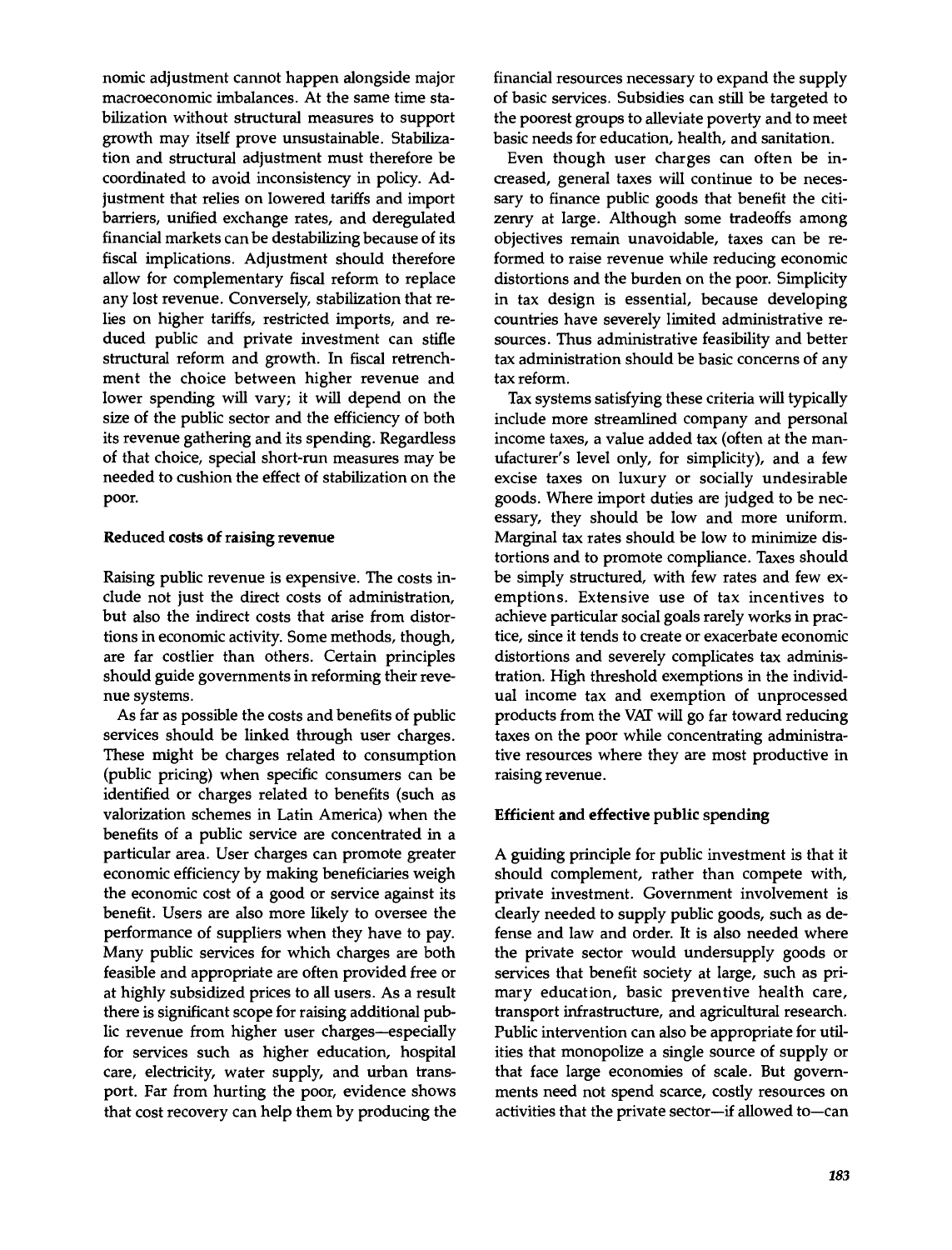nomic adjustment cannot happen alongside major macroeconomic imbalances. At the same time stabilization without structural measures to support growth may itself prove unsustainable. Stabilization and structural adjustment must therefore be coordinated to avoid inconsistency in policy. Adjustment that relies on lowered tariffs and import barriers, unified exchange rates, and deregulated financial markets can be destabilizing because of its fiscal implications. Adjustment should therefore allow for complementary fiscal reform to replace any lost revenue. Conversely, stabilization that relies on higher tariffs, restricted imports, and reduced public and private investment can stifle structural reform and growth. In fiscal retrenchment the choice between higher revenue and lower spending will vary; it will depend on the size of the public sector and the efficiency of both its revenue gathering and its spending. Regardless of that choice, special short-run measures may be needed to cushion the effect of stabilization on the poor.

**Reduced costs of raising revenue**

Raising public revenue is expensive. The costs include not just the direct costs of administration, but also the indirect costs that arise from distortions in economic activity. Some methods, though, are far costlier than others. Certain principles should guide governments in reforming their revenue systems.

As far as possible the costs and benefits of public services should be linked through user charges. These might be charges related to consumption (public pricing) when specific consumers can be identified or charges related to benefits (such as valorization schemes in Latin America) when the benefits of a public service are concentrated in a particular area. User charges can promote greater economic efficiency by making beneficiaries weigh the economic cost of a good or service against its benefit. Users are also more likely to oversee the performance of suppliers when they have to pay. Many public services for which charges are both feasible and appropriate are often provided free or at highly subsidized prices to all users. As a result there is significant scope for raising additional public revenue from higher user charges—especially for services such as higher education, hospital care, electricity, water supply, and urban transport. Far from hurting the poor, evidence shows that cost recovery can help them by producing the financial resources necessary to expand the supply of basic services. Subsidies can still be targeted to the poorest groups to alleviate poverty and to meet basic needs for education, health, and sanitation.

Even though user charges can often be increased, general taxes will continue to be necessary to finance public goods that benefit the citizenry at large. Although some tradeoffs among objectives remain unavoidable, taxes can be reformed to raise revenue while reducing economic distortions and the burden on the poor. Simplicity in tax design is essential, because developing countries have severely limited administrative resources. Thus administrative feasibility and better tax administration should be basic concerns of any tax reform.

Tax systems satisfying these criteria will typically include more streamlined company and personal income taxes, a value added tax (often at the manufacturer's level only, for simplicity), and a few excise taxes on luxury or socially undesirable goods. Where import duties are judged to be necessary, they should be low and more uniform. Marginal tax rates should be low to minimize distortions and to promote compliance. Taxes should be simply structured, with few rates and few exemptions. Extensive use of tax incentives to achieve particular social goals rarely works in practice, since it tends to create or exacerbate economic distortions and severely complicates tax administration. High threshold exemptions in the individual income tax and exemption of unprocessed products from the VAT will go far toward reducing taxes on the poor while concentrating administrative resources where they are most productive in raising revenue.

**Efficient and effective public spending**

A guiding principle for public investment is that it should complement, rather than compete with, private investment. Government involvement is clearly needed to supply public goods, such as defense and law and order. It is also needed where the private sector would undersupply goods or services that benefit society at large, such as primary education, basic preventive health care, transport infrastructure, and agricultural research. Public intervention can also be appropriate for utilities that monopolize a single source of supply or that face large economies of scale. But governments need not spend scarce, costly resources on activities that the private sector—if allowed to—can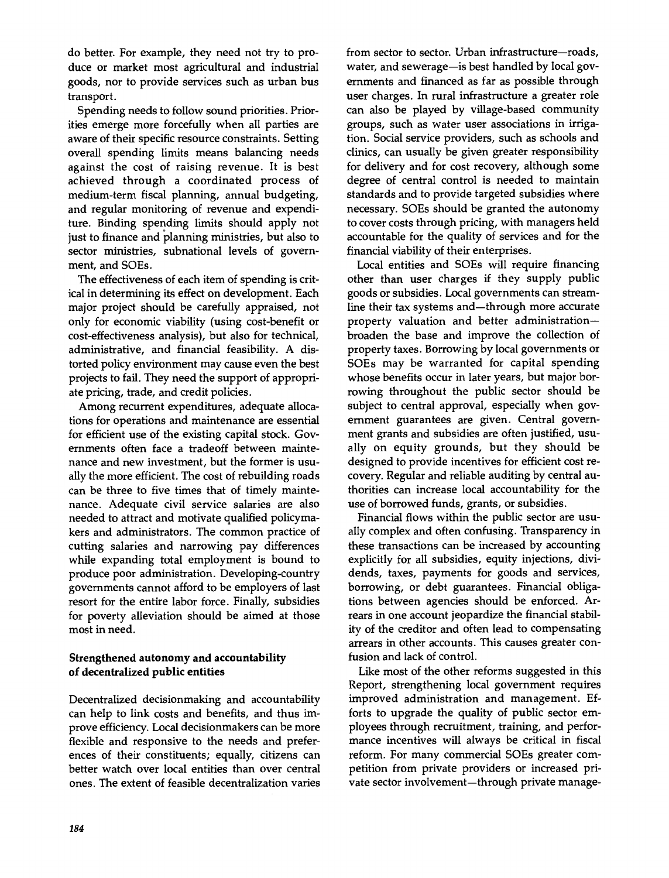do better. For example, they need not try to produce or market most agricultural and industrial goods, nor to provide services such as urban bus transport.

Spending needs to follow sound priorities. Priorities emerge more forcefully when all parties are aware of their specific resource constraints. Setting overall spending limits means balancing needs against the cost of raising revenue. It is best achieved through a coordinated process of medium-term fiscal planning, annual budgeting, and regular monitoring of revenue and expenditure. Binding spending limits should apply not just to finance and planning ministries, but also to sector ministries, subnational levels of government, and SOEs.

The effectiveness of each item of spending is critical in determining its effect on development. Each major project should be carefully appraised, not only for economic viability (using cost-benefit or cost-effectiveness analysis), but also for technical, administrative, and financial feasibility. A distorted policy environment may cause even the best projects to fail. They need the support of appropriate pricing, trade, and credit policies.

Among recurrent expenditures, adequate allocations for operations and maintenance are essential for efficient use of the existing capital stock. Governments often face a tradeoff between maintenance and new investment, but the former is usually the more efficient. The cost of rebuilding roads can be three to five times that of timely maintenance. Adequate civil service salaries are also needed to attract and motivate qualified policymakers and administrators. The common practice of cutting salaries and narrowing pay differences while expanding total employment is bound to produce poor administration. Developing-country governments cannot afford to be employers of last resort for the entire labor force. Finally, subsidies for poverty alleviation should be aimed at those most in need.

### Strengthened autonomy and accountability of decentralized public entities

Decentralized decisionmaking and accountability can help to link costs and benefits, and thus improve efficiency. Local decisionmakers can be more flexible and responsive to the needs and preferences of their constituents; equally, citizens can better watch over local entities than over central ones. The extent of feasible decentralization varies from sector to sector. Urban infrastructure—roads, water, and sewerage—is best handled by local governments and financed as far as possible through user charges. In rural infrastructure a greater role can also be played by village-based community groups, such as water user associations in irrigation. Social service providers, such as schools and clinics, can usually be given greater responsibility for delivery and for cost recovery, although some degree of central control is needed to maintain standards and to provide targeted subsidies where necessary. SOEs should be granted the autonomy to cover costs through pricing, with managers held accountable for the quality of services and for the financial viability of their enterprises.

Local entities and SOEs will require financing other than user charges if they supply public goods or subsidies. Local governments can streamline their tax systems and—through more accurate property valuation and better administration—broaden the base and improve the collection of property taxes. Borrowing by local governments or SOEs may be warranted for capital spending whose benefits occur in later years, but major borrowing throughout the public sector should be subject to central approval, especially when government guarantees are given. Central government grants and subsidies are often justified, usually on equity grounds, but they should be designed to provide incentives for efficient cost recovery. Regular and reliable auditing by central authorities can increase local accountability for the use of borrowed funds, grants, or subsidies.

Financial flows within the public sector are usually complex and often confusing. Transparency in these transactions can be increased by accounting explicitly for all subsidies, equity injections, dividends, taxes, payments for goods and services, borrowing, or debt guarantees. Financial obligations between agencies should be enforced. Arrears in one account jeopardize the financial stability of the creditor and often lead to compensating arrears in other accounts. This causes greater confusion and lack of control.

Like most of the other reforms suggested in this Report, strengthening local government requires improved administration and management. Efforts to upgrade the quality of public sector employees through recruitment, training, and performance incentives will always be critical in fiscal reform. For many commercial SOEs greater competition from private providers or increased private sector involvement—through private manage-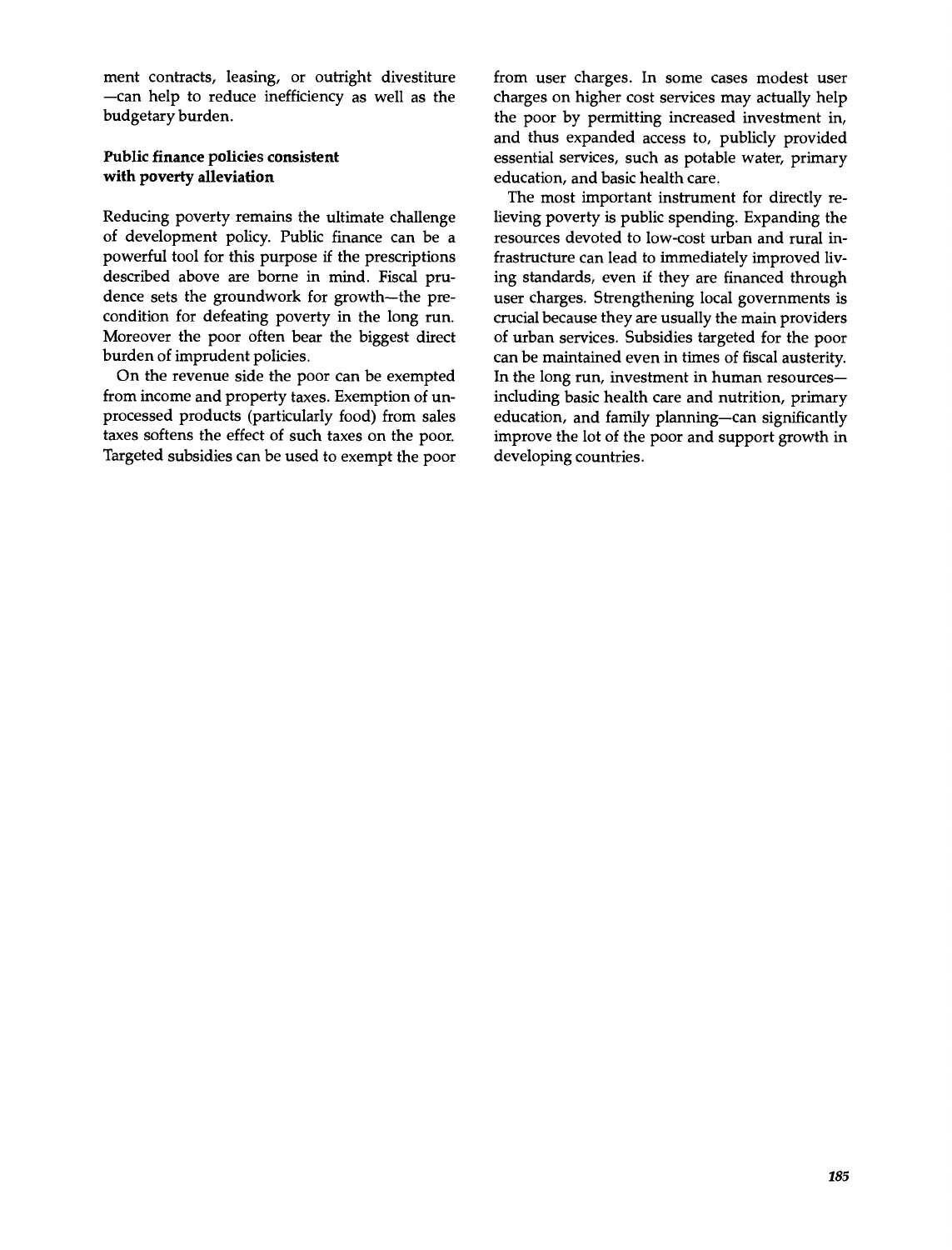ment contracts, leasing, or outright divestiture —can help to reduce inefficiency as well as the budgetary burden.

### Public finance policies consistent with poverty alleviation

Reducing poverty remains the ultimate challenge of development policy. Public finance can be a powerful tool for this purpose if the prescriptions described above are borne in mind. Fiscal prudence sets the groundwork for growth—the precondition for defeating poverty in the long run. Moreover the poor often bear the biggest direct burden of imprudent policies.

On the revenue side the poor can be exempted from income and property taxes. Exemption of unprocessed products (particularly food) from sales taxes softens the effect of such taxes on the poor. Targeted subsidies can be used to exempt the poor from user charges. In some cases modest user charges on higher cost services may actually help the poor by permitting increased investment in, and thus expanded access to, publicly provided essential services, such as potable water, primary education, and basic health care.

The most important instrument for directly relieving poverty is public spending. Expanding the resources devoted to low-cost urban and rural infrastructure can lead to immediately improved living standards, even if they are financed through user charges. Strengthening local governments is crucial because they are usually the main providers of urban services. Subsidies targeted for the poor can be maintained even in times of fiscal austerity. In the long run, investment in human resources—including basic health care and nutrition, primary education, and family planning—can significantly improve the lot of the poor and support growth in developing countries.